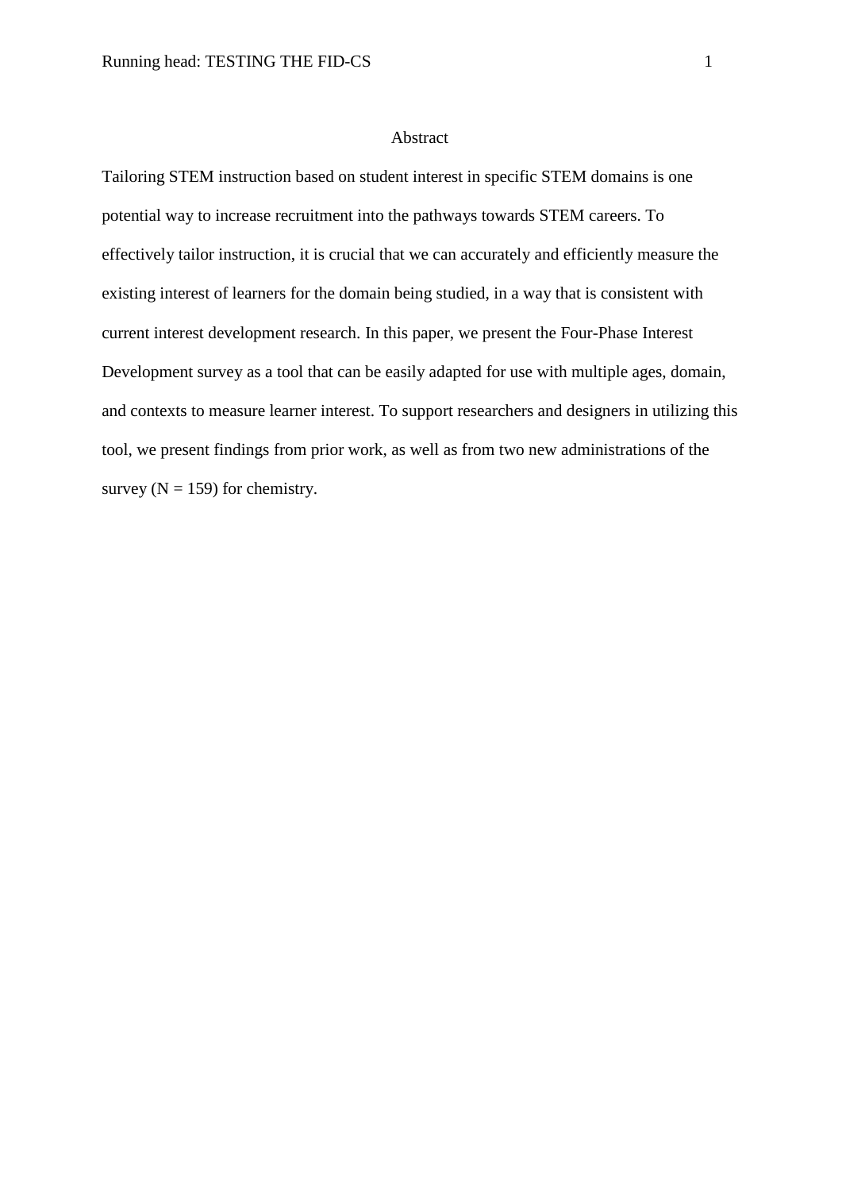# Abstract

Tailoring STEM instruction based on student interest in specific STEM domains is one potential way to increase recruitment into the pathways towards STEM careers. To effectively tailor instruction, it is crucial that we can accurately and efficiently measure the existing interest of learners for the domain being studied, in a way that is consistent with current interest development research. In this paper, we present the Four-Phase Interest Development survey as a tool that can be easily adapted for use with multiple ages, domain, and contexts to measure learner interest. To support researchers and designers in utilizing this tool, we present findings from prior work, as well as from two new administrations of the survey ($N = 159$) for chemistry.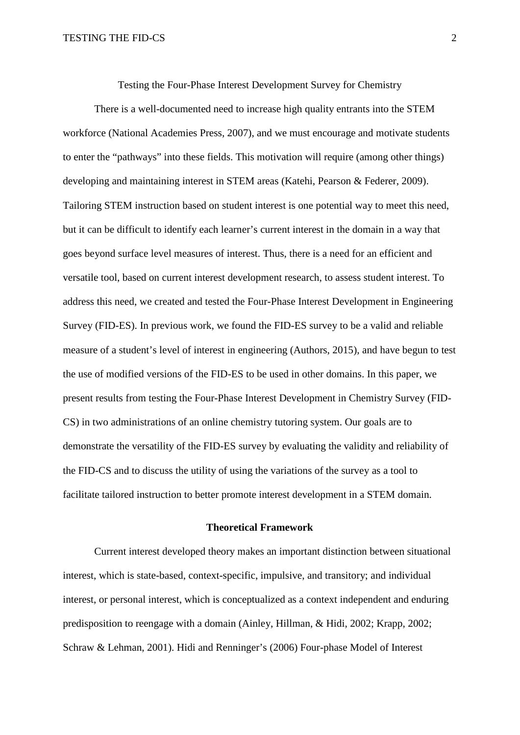# Testing the Four-Phase Interest Development Survey for Chemistry

There is a well-documented need to increase high quality entrants into the STEM workforce (National Academies Press, 2007), and we must encourage and motivate students to enter the "pathways" into these fields. This motivation will require (among other things) developing and maintaining interest in STEM areas (Katehi, Pearson & Federer, 2009). Tailoring STEM instruction based on student interest is one potential way to meet this need, but it can be difficult to identify each learner's current interest in the domain in a way that goes beyond surface level measures of interest. Thus, there is a need for an efficient and versatile tool, based on current interest development research, to assess student interest. To address this need, we created and tested the Four-Phase Interest Development in Engineering Survey (FID-ES). In previous work, we found the FID-ES survey to be a valid and reliable measure of a student's level of interest in engineering (Authors, 2015), and have begun to test the use of modified versions of the FID-ES to be used in other domains. In this paper, we present results from testing the Four-Phase Interest Development in Chemistry Survey (FID-CS) in two administrations of an online chemistry tutoring system. Our goals are to demonstrate the versatility of the FID-ES survey by evaluating the validity and reliability of the FID-CS and to discuss the utility of using the variations of the survey as a tool to facilitate tailored instruction to better promote interest development in a STEM domain.

## Theoretical Framework

Current interest developed theory makes an important distinction between situational interest, which is state-based, context-specific, impulsive, and transitory; and individual interest, or personal interest, which is conceptualized as a context independent and enduring predisposition to reengage with a domain (Ainley, Hillman, & Hidi, 2002; Krapp, 2002; Schraw & Lehman, 2001). Hidi and Renninger's (2006) Four-phase Model of Interest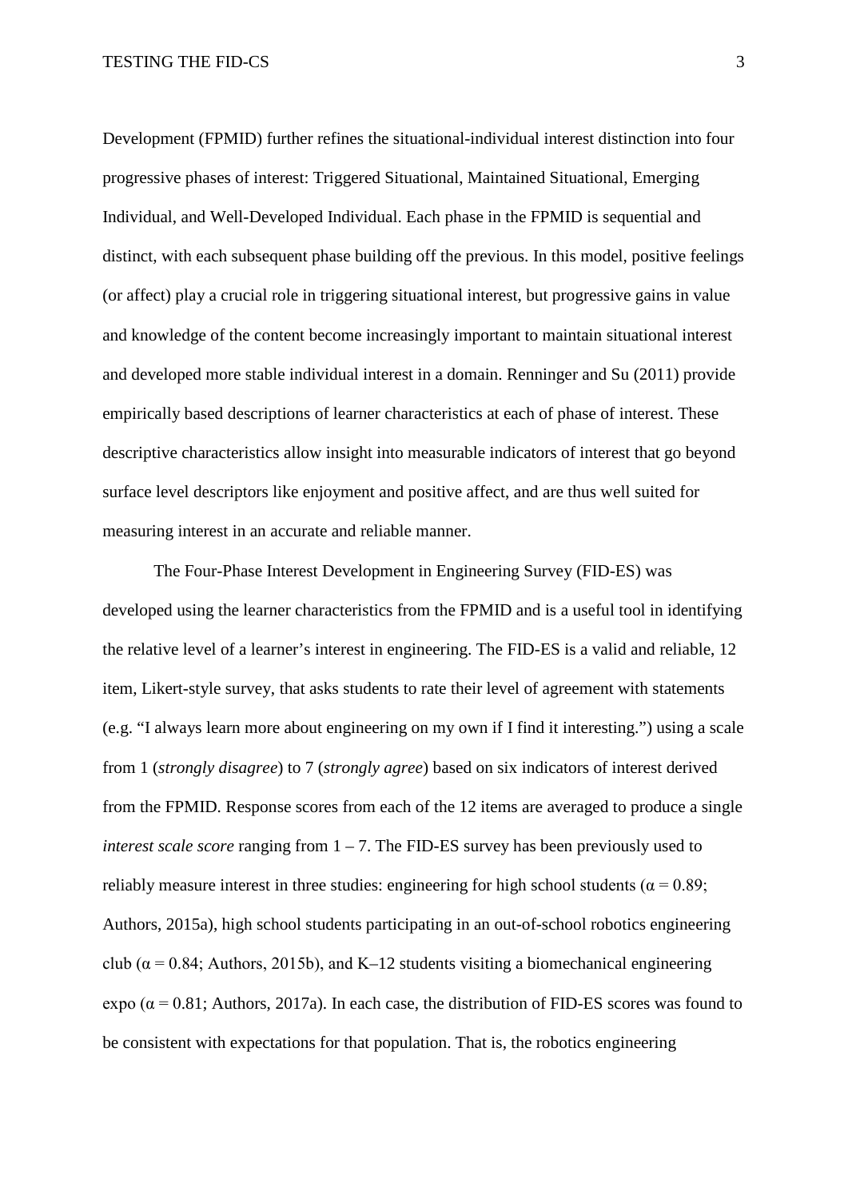Development (FPMID) further refines the situational-individual interest distinction into four progressive phases of interest: Triggered Situational, Maintained Situational, Emerging Individual, and Well-Developed Individual. Each phase in the FPMID is sequential and distinct, with each subsequent phase building off the previous. In this model, positive feelings (or affect) play a crucial role in triggering situational interest, but progressive gains in value and knowledge of the content become increasingly important to maintain situational interest and developed more stable individual interest in a domain. Renninger and Su (2011) provide empirically based descriptions of learner characteristics at each of phase of interest. These descriptive characteristics allow insight into measurable indicators of interest that go beyond surface level descriptors like enjoyment and positive affect, and are thus well suited for measuring interest in an accurate and reliable manner.

The Four-Phase Interest Development in Engineering Survey (FID-ES) was developed using the learner characteristics from the FPMID and is a useful tool in identifying the relative level of a learner's interest in engineering. The FID-ES is a valid and reliable, 12 item, Likert-style survey, that asks students to rate their level of agreement with statements (e.g. "I always learn more about engineering on my own if I find it interesting.") using a scale from 1 (*strongly disagree*) to 7 (*strongly agree*) based on six indicators of interest derived from the FPMID. Response scores from each of the 12 items are averaged to produce a single *interest scale score* ranging from 1 – 7. The FID-ES survey has been previously used to reliably measure interest in three studies: engineering for high school students ($\alpha = 0.89$; Authors, 2015a), high school students participating in an out-of-school robotics engineering club ($\alpha = 0.84$; Authors, 2015b), and K–12 students visiting a biomechanical engineering expo ($\alpha = 0.81$; Authors, 2017a). In each case, the distribution of FID-ES scores was found to be consistent with expectations for that population. That is, the robotics engineering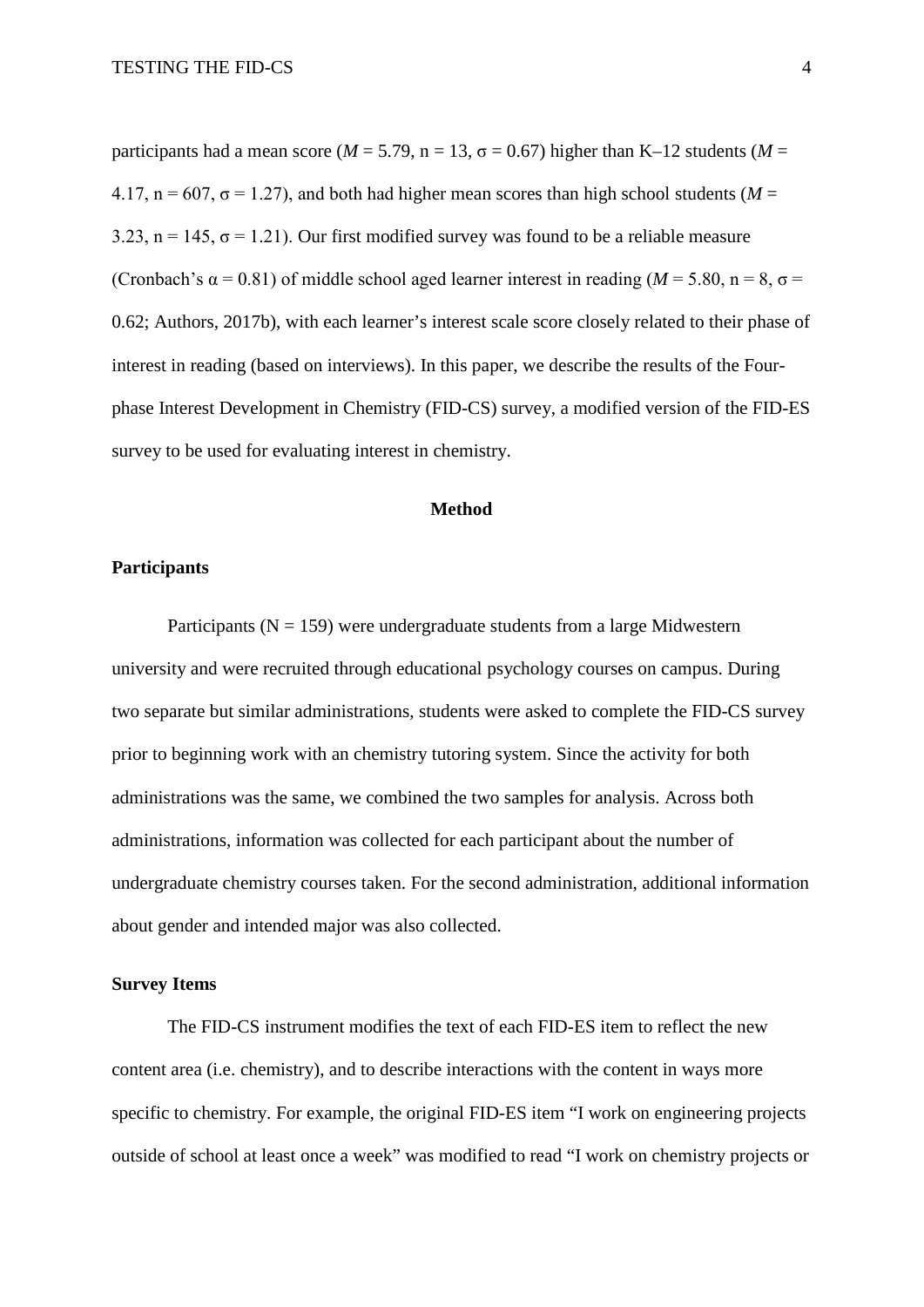participants had a mean score ($M = 5.79$, $n = 13$, $\sigma = 0.67$) higher than K–12 students ($M = 4.17$, $n = 607$, $\sigma = 1.27$), and both had higher mean scores than high school students ($M = 3.23$, $n = 145$, $\sigma = 1.21$). Our first modified survey was found to be a reliable measure (Cronbach's $\alpha = 0.81$) of middle school aged learner interest in reading ($M = 5.80$, $n = 8$, $\sigma = 0.62$; Authors, 2017b), with each learner's interest scale score closely related to their phase of interest in reading (based on interviews). In this paper, we describe the results of the Four-phase Interest Development in Chemistry (FID-CS) survey, a modified version of the FID-ES survey to be used for evaluating interest in chemistry.

# Method

## Participants

Participants ($N = 159$) were undergraduate students from a large Midwestern university and were recruited through educational psychology courses on campus. During two separate but similar administrations, students were asked to complete the FID-CS survey prior to beginning work with an chemistry tutoring system. Since the activity for both administrations was the same, we combined the two samples for analysis. Across both administrations, information was collected for each participant about the number of undergraduate chemistry courses taken. For the second administration, additional information about gender and intended major was also collected.

## Survey Items

The FID-CS instrument modifies the text of each FID-ES item to reflect the new content area (i.e. chemistry), and to describe interactions with the content in ways more specific to chemistry. For example, the original FID-ES item "I work on engineering projects outside of school at least once a week" was modified to read "I work on chemistry projects or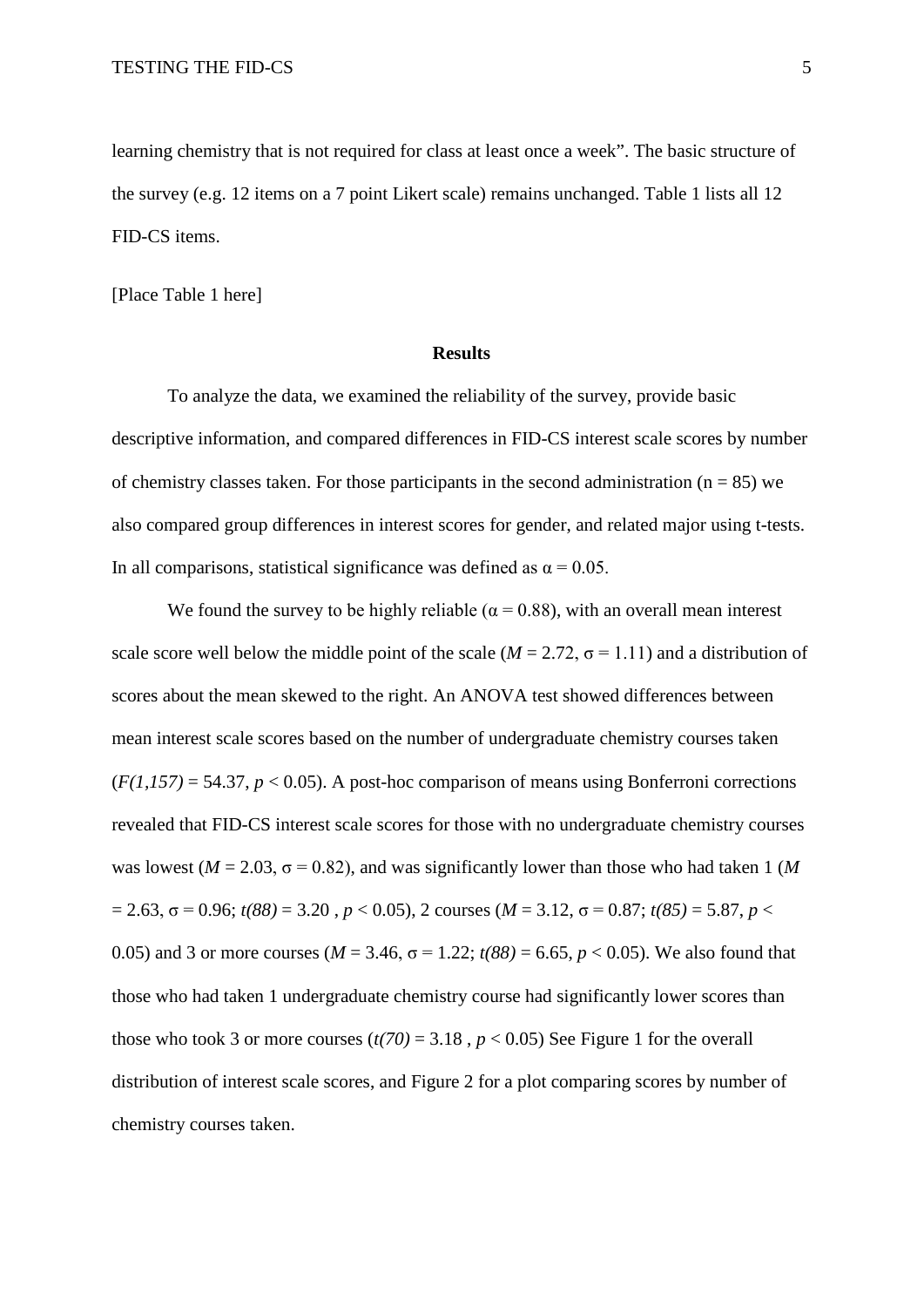learning chemistry that is not required for class at least once a week". The basic structure of the survey (e.g. 12 items on a 7 point Likert scale) remains unchanged. Table 1 lists all 12 FID-CS items.

[Place Table 1 here]

## Results

To analyze the data, we examined the reliability of the survey, provide basic descriptive information, and compared differences in FID-CS interest scale scores by number of chemistry classes taken. For those participants in the second administration ($n = 85$) we also compared group differences in interest scores for gender, and related major using t-tests. In all comparisons, statistical significance was defined as $\alpha = 0.05$.

We found the survey to be highly reliable ($\alpha = 0.88$), with an overall mean interest scale score well below the middle point of the scale ($M = 2.72$, $\sigma = 1.11$) and a distribution of scores about the mean skewed to the right. An ANOVA test showed differences between mean interest scale scores based on the number of undergraduate chemistry courses taken ($F(1,157) = 54.37$, $p < 0.05$). A post-hoc comparison of means using Bonferroni corrections revealed that FID-CS interest scale scores for those with no undergraduate chemistry courses was lowest ($M = 2.03$, $\sigma = 0.82$), and was significantly lower than those who had taken 1 ($M = 2.63$, $\sigma = 0.96$; $t(88) = 3.20$ , $p < 0.05$), 2 courses ($M = 3.12$, $\sigma = 0.87$; $t(85) = 5.87$, $p < 0.05$) and 3 or more courses ($M = 3.46$, $\sigma = 1.22$; $t(88) = 6.65$, $p < 0.05$). We also found that those who had taken 1 undergraduate chemistry course had significantly lower scores than those who took 3 or more courses ($t(70) = 3.18$ , $p < 0.05$) See Figure 1 for the overall distribution of interest scale scores, and Figure 2 for a plot comparing scores by number of chemistry courses taken.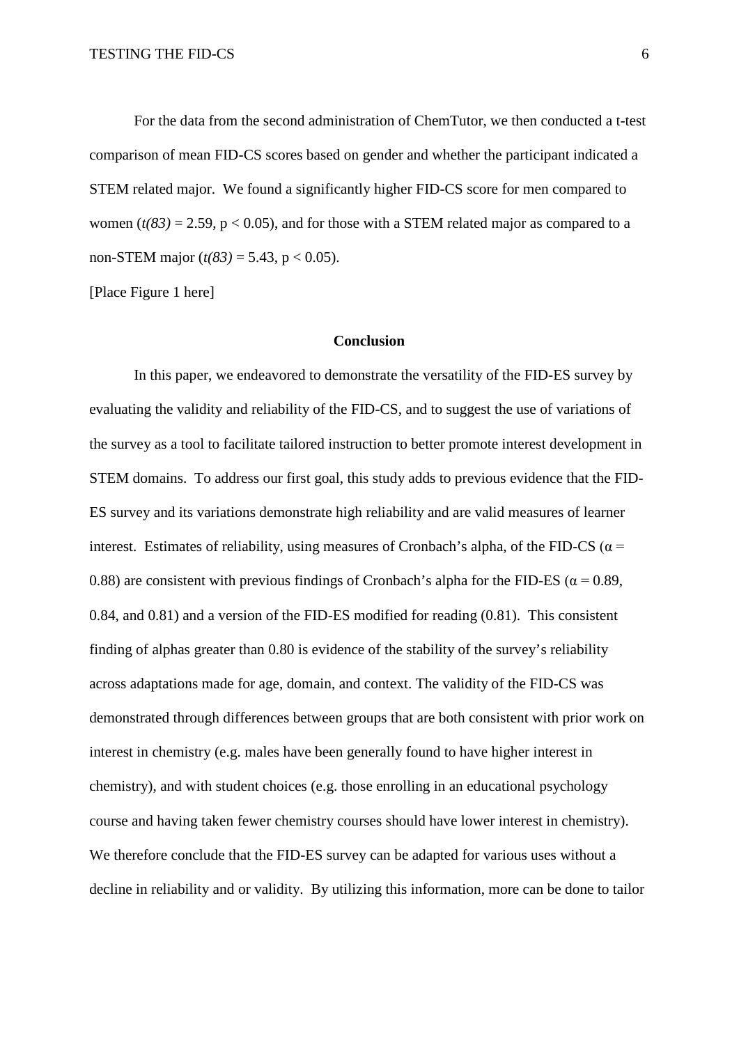For the data from the second administration of ChemTutor, we then conducted a t-test comparison of mean FID-CS scores based on gender and whether the participant indicated a STEM related major. We found a significantly higher FID-CS score for men compared to women ($t(83) = 2.59$, $p < 0.05$), and for those with a STEM related major as compared to a non-STEM major ($t(83) = 5.43$, $p < 0.05$).

[Place Figure 1 here]

## Conclusion

In this paper, we endeavored to demonstrate the versatility of the FID-ES survey by evaluating the validity and reliability of the FID-CS, and to suggest the use of variations of the survey as a tool to facilitate tailored instruction to better promote interest development in STEM domains. To address our first goal, this study adds to previous evidence that the FID-ES survey and its variations demonstrate high reliability and are valid measures of learner interest. Estimates of reliability, using measures of Cronbach's alpha, of the FID-CS ($\alpha = 0.88$) are consistent with previous findings of Cronbach's alpha for the FID-ES ($\alpha = 0.89$, 0.84, and 0.81) and a version of the FID-ES modified for reading (0.81). This consistent finding of alphas greater than 0.80 is evidence of the stability of the survey's reliability across adaptations made for age, domain, and context. The validity of the FID-CS was demonstrated through differences between groups that are both consistent with prior work on interest in chemistry (e.g. males have been generally found to have higher interest in chemistry), and with student choices (e.g. those enrolling in an educational psychology course and having taken fewer chemistry courses should have lower interest in chemistry). We therefore conclude that the FID-ES survey can be adapted for various uses without a decline in reliability and or validity. By utilizing this information, more can be done to tailor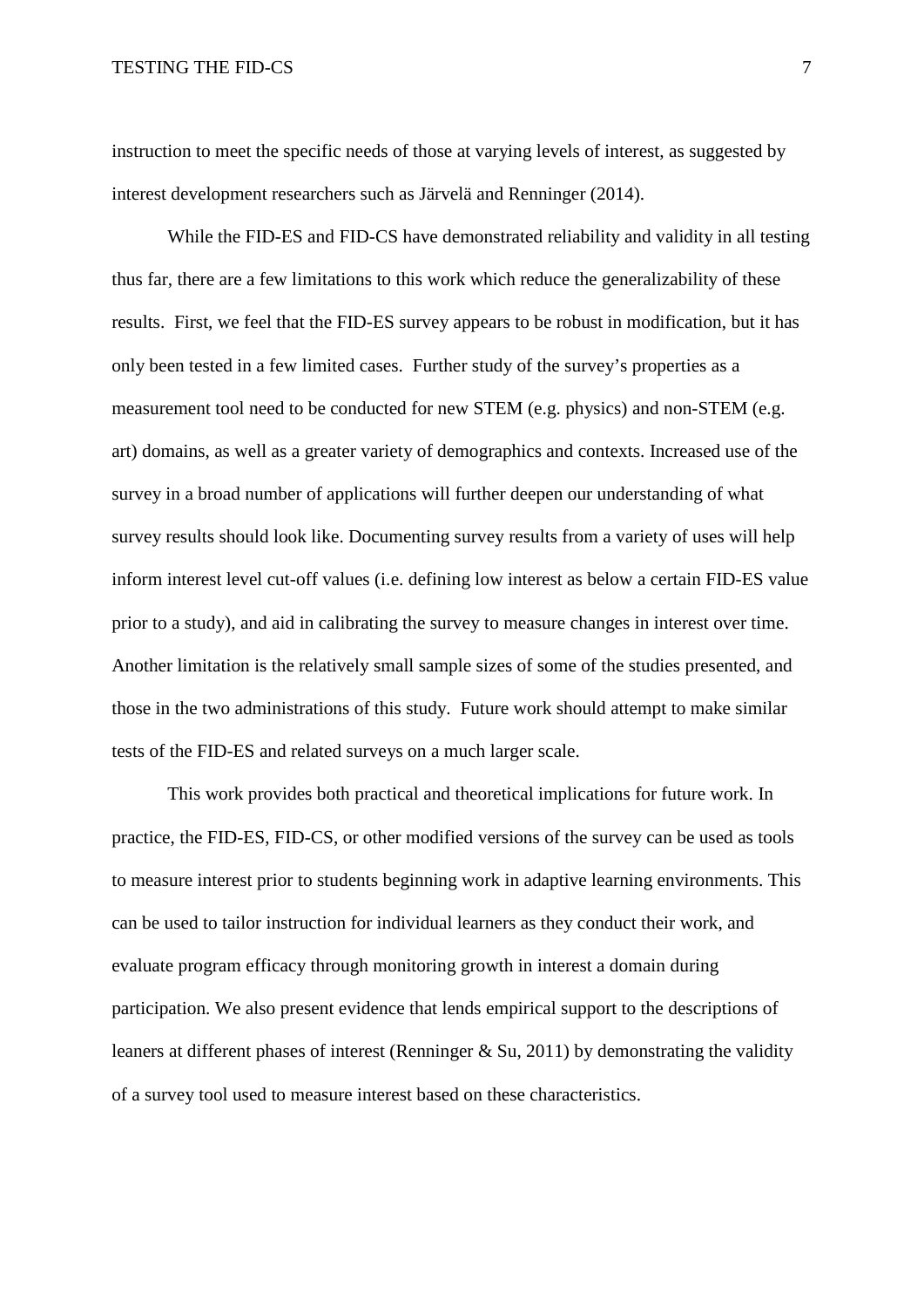instruction to meet the specific needs of those at varying levels of interest, as suggested by interest development researchers such as Järvelä and Renninger (2014).

While the FID-ES and FID-CS have demonstrated reliability and validity in all testing thus far, there are a few limitations to this work which reduce the generalizability of these results. First, we feel that the FID-ES survey appears to be robust in modification, but it has only been tested in a few limited cases. Further study of the survey's properties as a measurement tool need to be conducted for new STEM (e.g. physics) and non-STEM (e.g. art) domains, as well as a greater variety of demographics and contexts. Increased use of the survey in a broad number of applications will further deepen our understanding of what survey results should look like. Documenting survey results from a variety of uses will help inform interest level cut-off values (i.e. defining low interest as below a certain FID-ES value prior to a study), and aid in calibrating the survey to measure changes in interest over time. Another limitation is the relatively small sample sizes of some of the studies presented, and those in the two administrations of this study. Future work should attempt to make similar tests of the FID-ES and related surveys on a much larger scale.

This work provides both practical and theoretical implications for future work. In practice, the FID-ES, FID-CS, or other modified versions of the survey can be used as tools to measure interest prior to students beginning work in adaptive learning environments. This can be used to tailor instruction for individual learners as they conduct their work, and evaluate program efficacy through monitoring growth in interest a domain during participation. We also present evidence that lends empirical support to the descriptions of leaners at different phases of interest (Renninger & Su, 2011) by demonstrating the validity of a survey tool used to measure interest based on these characteristics.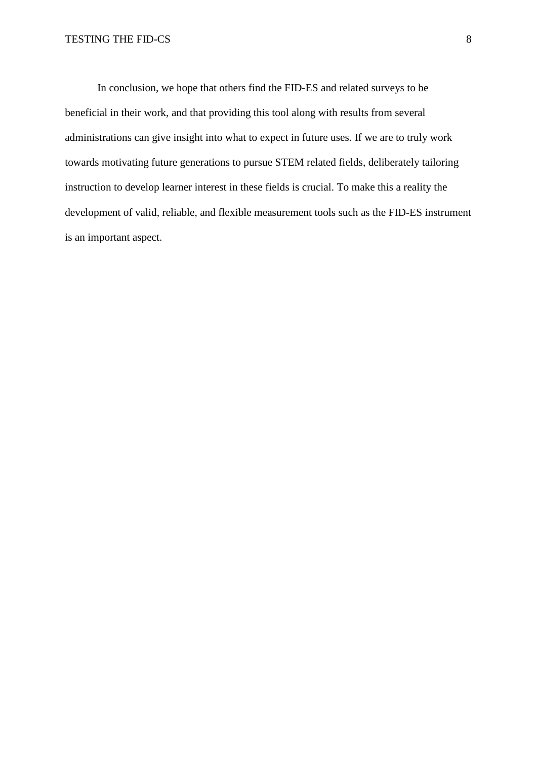In conclusion, we hope that others find the FID-ES and related surveys to be beneficial in their work, and that providing this tool along with results from several administrations can give insight into what to expect in future uses. If we are to truly work towards motivating future generations to pursue STEM related fields, deliberately tailoring instruction to develop learner interest in these fields is crucial. To make this a reality the development of valid, reliable, and flexible measurement tools such as the FID-ES instrument is an important aspect.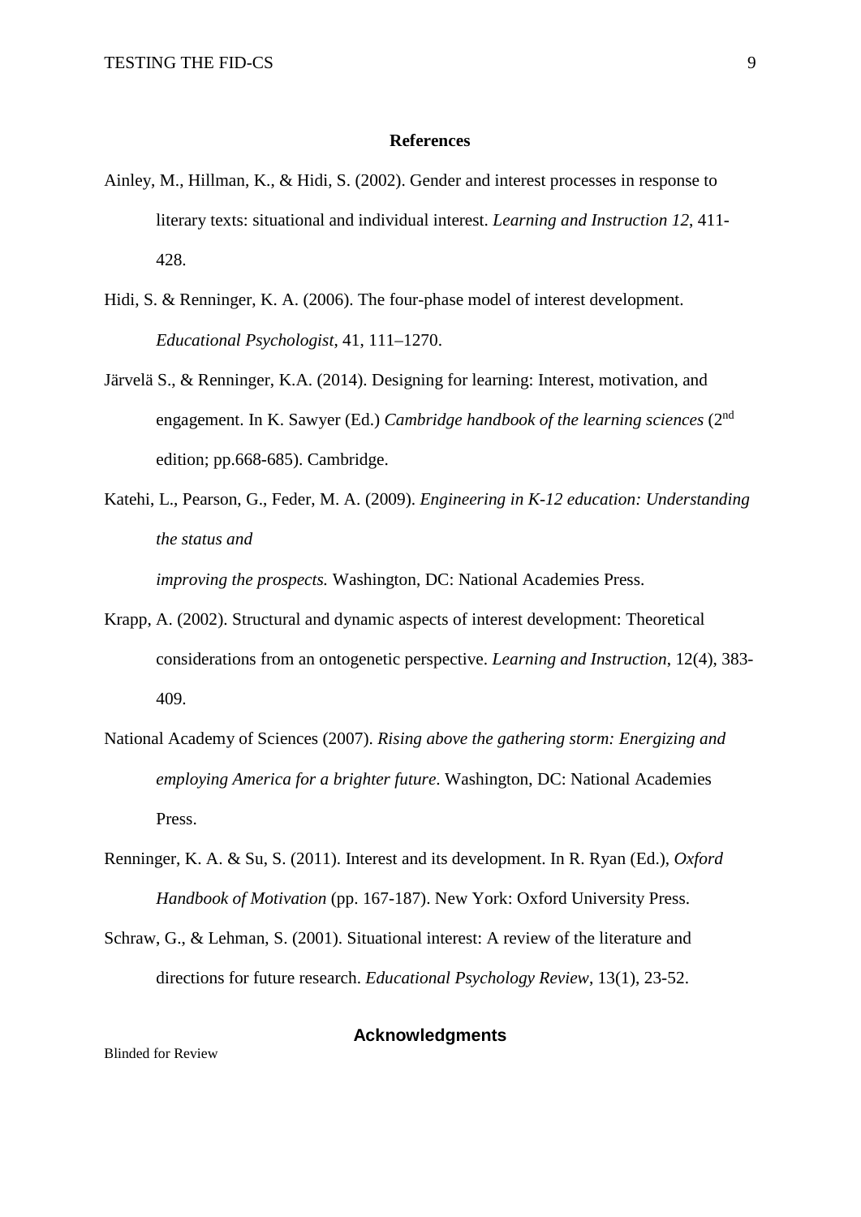## References

Ainley, M., Hillman, K., & Hidi, S. (2002). Gender and interest processes in response to literary texts: situational and individual interest. *Learning and Instruction 12*, 411-428.

Hidi, S. & Renninger, K. A. (2006). The four-phase model of interest development. *Educational Psychologist*, 41, 111–1270.

Järvelä S., & Renninger, K.A. (2014). Designing for learning: Interest, motivation, and engagement. In K. Sawyer (Ed.) *Cambridge handbook of the learning sciences* (2nd edition; pp.668-685). Cambridge.

Katehi, L., Pearson, G., Feder, M. A. (2009). *Engineering in K-12 education: Understanding the status and improving the prospects.* Washington, DC: National Academies Press.

Krapp, A. (2002). Structural and dynamic aspects of interest development: Theoretical considerations from an ontogenetic perspective. *Learning and Instruction*, 12(4), 383-409.

National Academy of Sciences (2007). *Rising above the gathering storm: Energizing and employing America for a brighter future*. Washington, DC: National Academies Press.

Renninger, K. A. & Su, S. (2011). Interest and its development. In R. Ryan (Ed.), *Oxford Handbook of Motivation* (pp. 167-187). New York: Oxford University Press.

Schraw, G., & Lehman, S. (2001). Situational interest: A review of the literature and directions for future research. *Educational Psychology Review*, 13(1), 23-52.

## Acknowledgments

Blinded for Review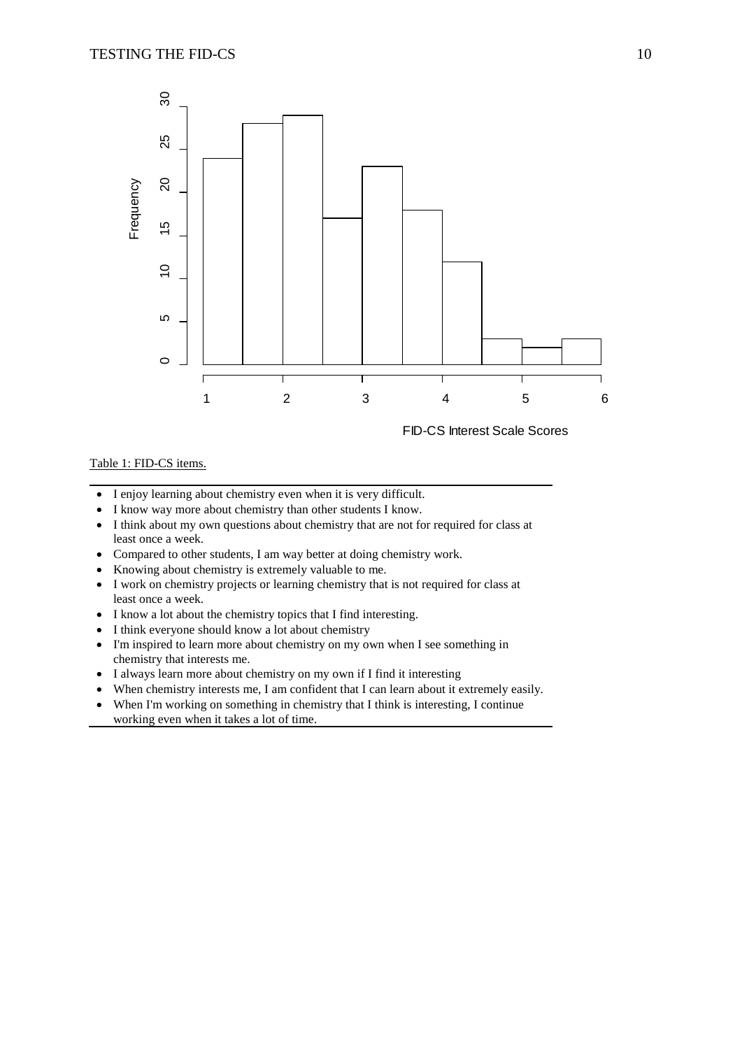Table 1: FID-CS items.

- I enjoy learning about chemistry even when it is very difficult.
- I know way more about chemistry than other students I know.
- I think about my own questions about chemistry that are not for required for class at least once a week.
- Compared to other students, I am way better at doing chemistry work.
- Knowing about chemistry is extremely valuable to me.
- I work on chemistry projects or learning chemistry that is not required for class at least once a week.
- I know a lot about the chemistry topics that I find interesting.
- I think everyone should know a lot about chemistry
- I'm inspired to learn more about chemistry on my own when I see something in chemistry that interests me.
- I always learn more about chemistry on my own if I find it interesting
- When chemistry interests me, I am confident that I can learn about it extremely easily.
- When I'm working on something in chemistry that I think is interesting, I continue working even when it takes a lot of time.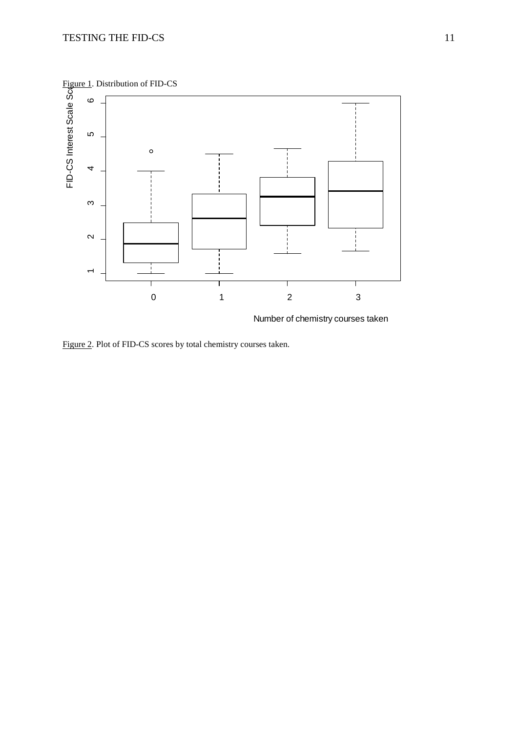Figure 1. Distribution of FID-CS

FID-CS Interest Scale Sc

6

5

4

3

2

1

0

1

2

3

Number of chemistry courses taken

Figure 2. Plot of FID-CS scores by total chemistry courses taken.